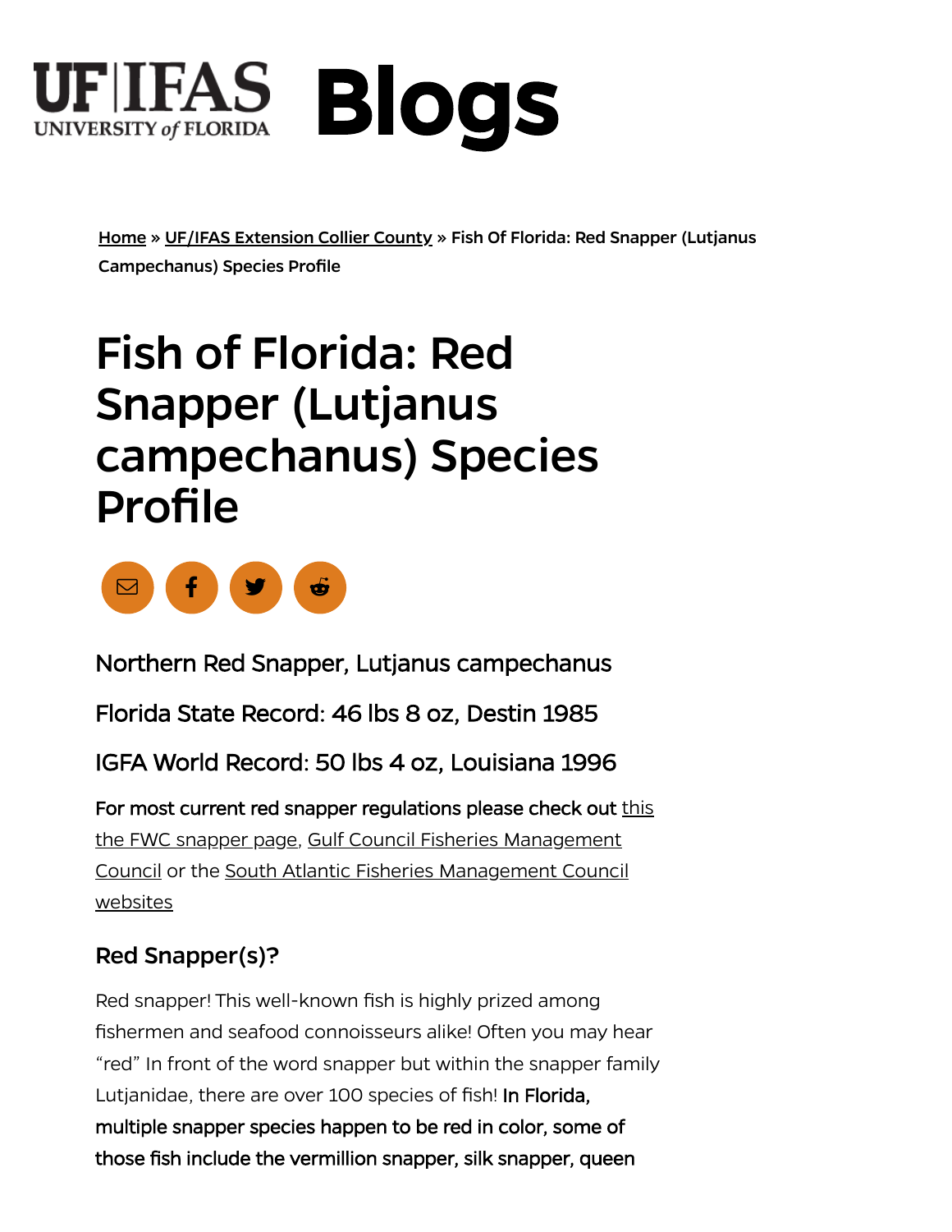UF|IFAS UNIVERSITY of FLORIDA **Blogs**

Home » UF/IFAS Extension Collier County » Fish Of Florida: Red Snapper (Lutjanus Campechanus) Species Profile

# Fish of Florida: Red Snapper (Lutjanus campechanus) Species Profile

Northern Red Snapper, Lutjanus campechanus

Florida State Record: 46 lbs 8 oz, Destin 1985

IGFA World Record: 50 lbs 4 oz, Louisiana 1996

For most current red snapper regulations please check out this the FWC snapper page, Gulf Council Fisheries Management Council or the South Atlantic Fisheries Management Council websites

## Red Snapper(s)?

Red snapper! This well-known fish is highly prized among fishermen and seafood connoisseurs alike! Often you may hear "red" In front of the word snapper but within the snapper family Lutjanidae, there are over 100 species of fish! **In Florida, multiple snapper species happen to be red in color, some of those fish include the vermillion snapper, silk snapper, queen**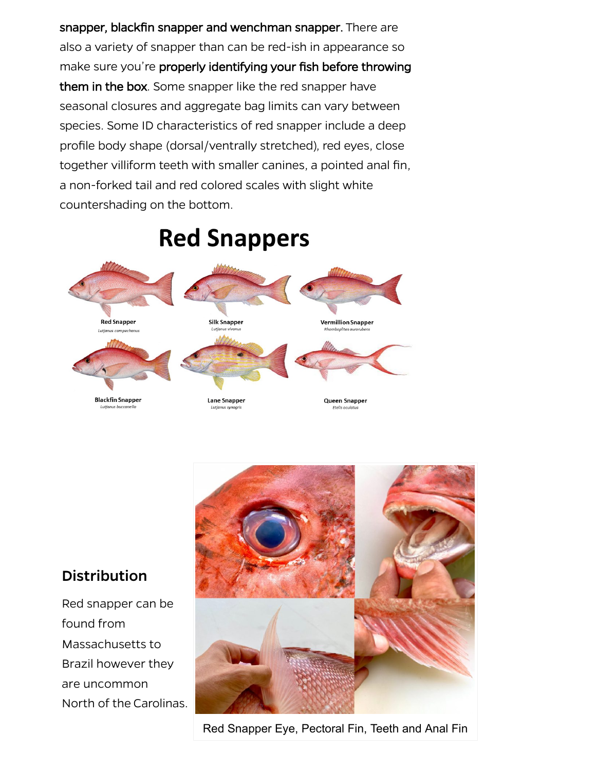**snapper, blackfin snapper and wenchman snapper.** There are also a variety of snapper than can be red-ish in appearance so make sure you're **properly identifying your fish before throwing them in the box**. Some snapper like the red snapper have seasonal closures and aggregate bag limits can vary between species. Some ID characteristics of red snapper include a deep profile body shape (dorsal/ventrally stretched), red eyes, close together villiform teeth with smaller canines, a pointed anal fin, a non-forked tail and red colored scales with slight white countershading on the bottom.

## Red Snappers

Red Snapper *Lutjanus campechanus*

Silk Snapper *Lutjanus vivanus*

Vermillion Snapper *Rhomboplites aurorubens*

Blackfin Snapper *Lutjanus buccanella*

Lane Snapper *Lutjanus synagris*

Queen Snapper *Etelis oculatus*

## Distribution

Red snapper can be found from Massachusetts to Brazil however they are uncommon North of the Carolinas.

Red Snapper Eye, Pectoral Fin, Teeth and Anal Fin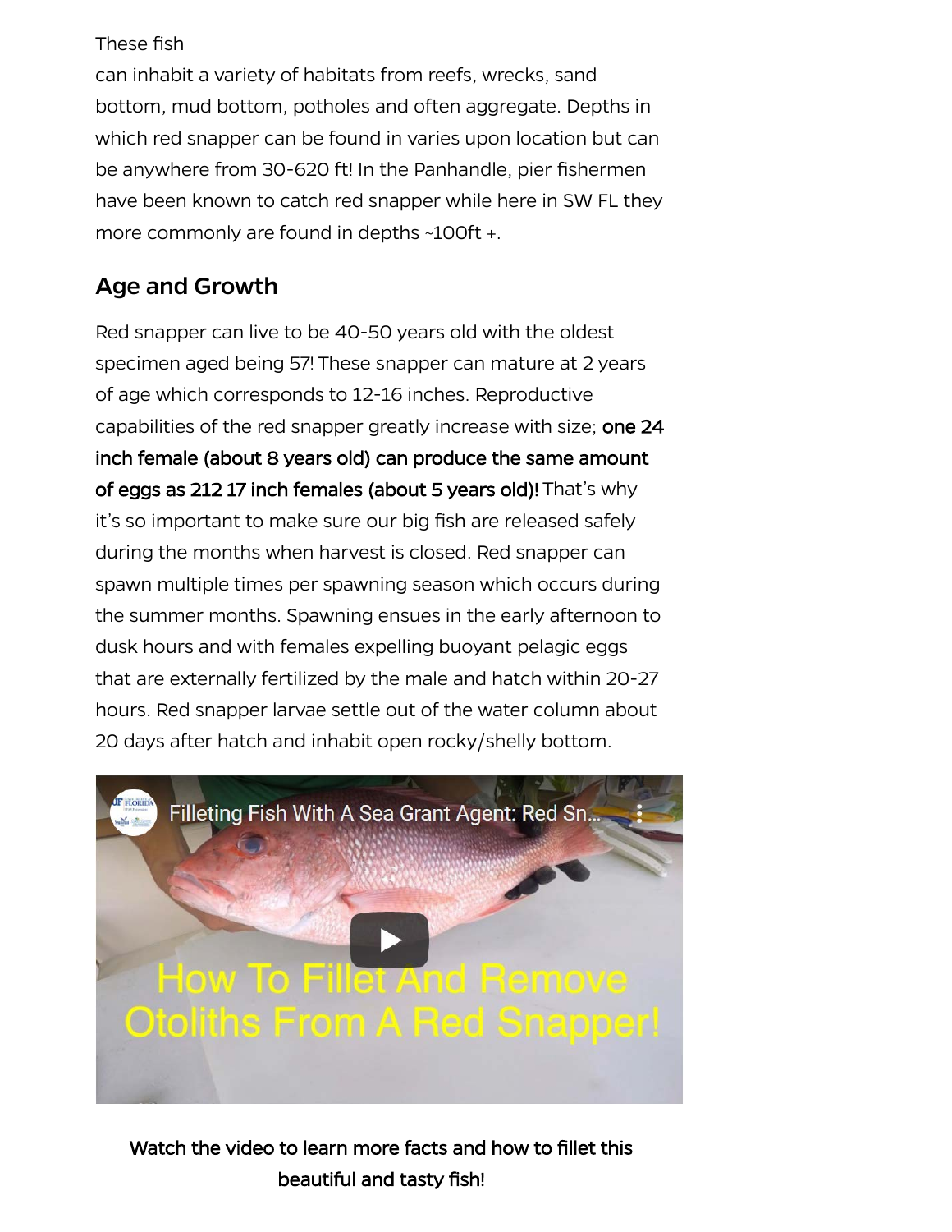These fish can inhabit a variety of habitats from reefs, wrecks, sand bottom, mud bottom, potholes and often aggregate. Depths in which red snapper can be found in varies upon location but can be anywhere from 30-620 ft! In the Panhandle, pier fishermen have been known to catch red snapper while here in SW FL they more commonly are found in depths ~100ft +.

## Age and Growth

Red snapper can live to be 40-50 years old with the oldest specimen aged being 57! These snapper can mature at 2 years of age which corresponds to 12-16 inches. Reproductive capabilities of the red snapper greatly increase with size; **one 24 inch female (about 8 years old) can produce the same amount of eggs as 212 17 inch females (about 5 years old)!** That's why it's so important to make sure our big fish are released safely during the months when harvest is closed. Red snapper can spawn multiple times per spawning season which occurs during the summer months. Spawning ensues in the early afternoon to dusk hours and with females expelling buoyant pelagic eggs that are externally fertilized by the male and hatch within 20-27 hours. Red snapper larvae settle out of the water column about 20 days after hatch and inhabit open rocky/shelly bottom.

**Watch the video to learn more facts and how to fillet this beautiful and tasty fish!**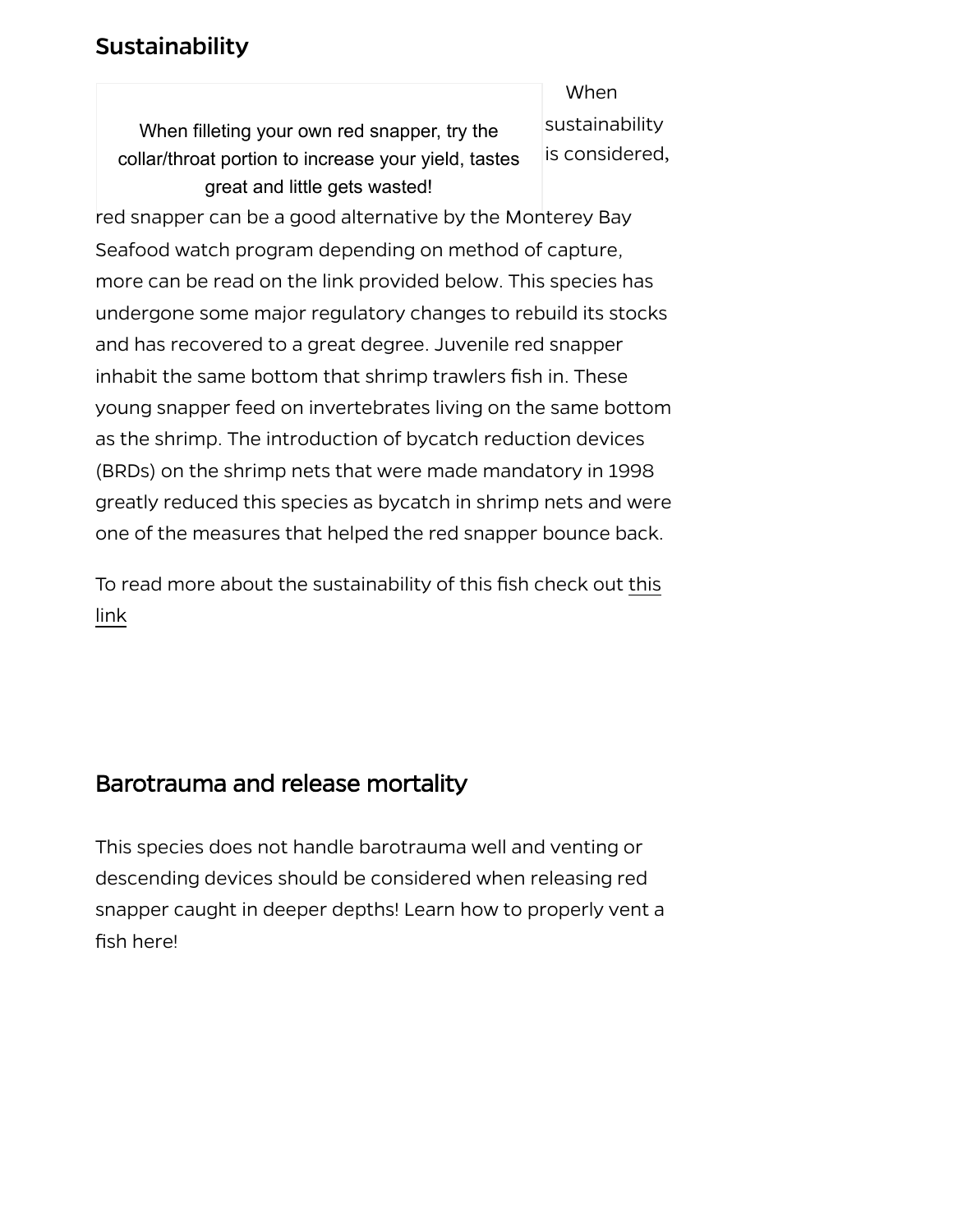## Sustainability

When filleting your own red snapper, try the collar/throat portion to increase your yield, tastes great and little gets wasted!

When sustainability is considered, red snapper can be a good alternative by the Monterey Bay Seafood watch program depending on method of capture, more can be read on the link provided below. This species has undergone some major regulatory changes to rebuild its stocks and has recovered to a great degree. Juvenile red snapper inhabit the same bottom that shrimp trawlers fish in. These young snapper feed on invertebrates living on the same bottom as the shrimp. The introduction of bycatch reduction devices (BRDs) on the shrimp nets that were made mandatory in 1998 greatly reduced this species as bycatch in shrimp nets and were one of the measures that helped the red snapper bounce back.

To read more about the sustainability of this fish check out this link

## Barotrauma and release mortality

This species does not handle barotrauma well and venting or descending devices should be considered when releasing red snapper caught in deeper depths! Learn how to properly vent a fish here!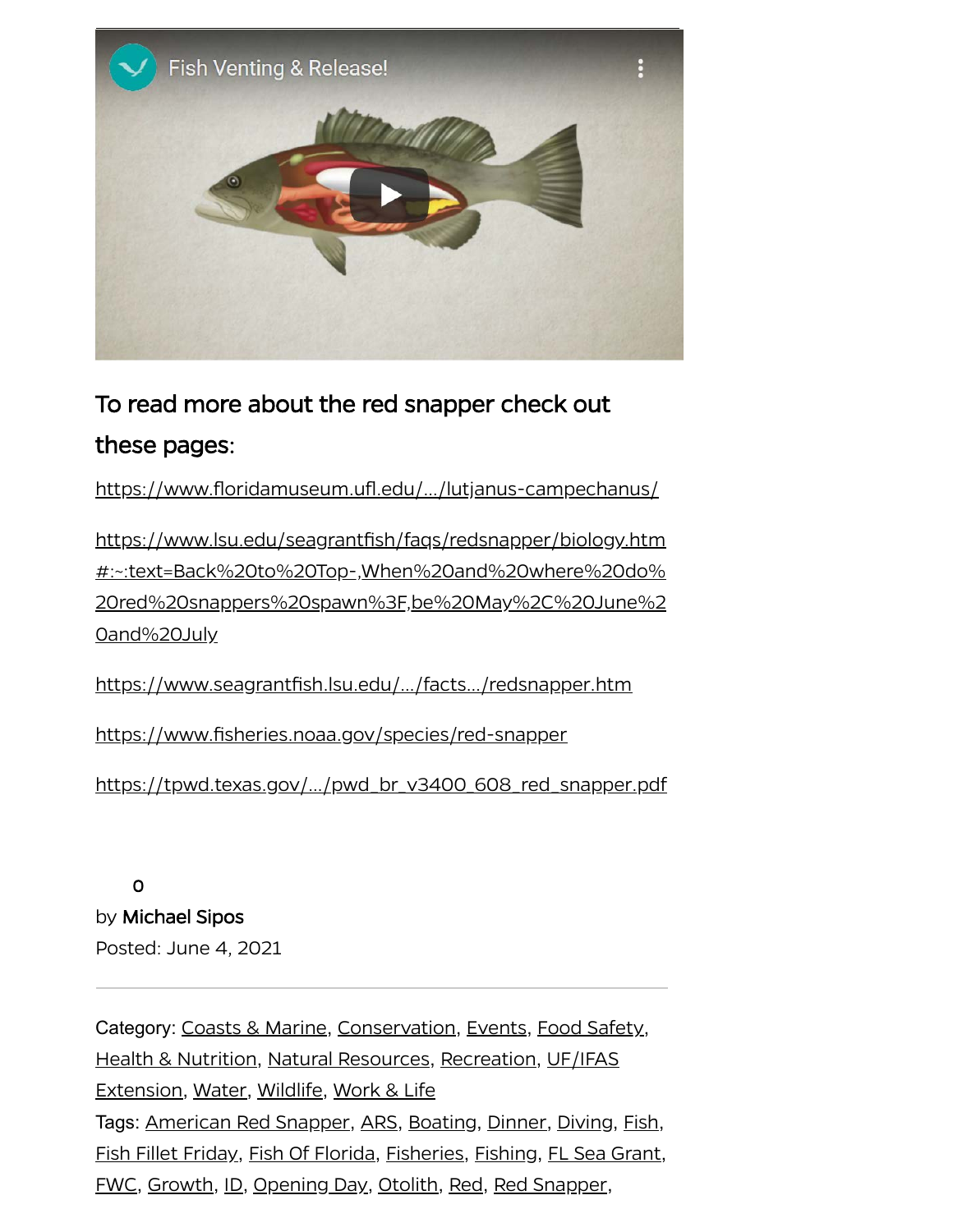Fish Venting & Release!

## To read more about the red snapper check out these pages:

https://www.floridamuseum.ufl.edu/.../lutjanus-campechanus/

https://www.lsu.edu/seagrantfish/faqs/redsnapper/biology.htm#:~:text=Back%20to%20Top-,When%20and%20where%20do%20red%20snappers%20spawn%3F,be%20May%2C%20June%20and%20July

https://www.seagrantfish.lsu.edu/.../facts.../redsnapper.htm

https://www.fisheries.noaa.gov/species/red-snapper

https://tpwd.texas.gov/.../pwd_br_v3400_608_red_snapper.pdf

0

by **Michael Sipos**

Posted: June 4, 2021

---

Category: Coasts & Marine, Conservation, Events, Food Safety, Health & Nutrition, Natural Resources, Recreation, UF/IFAS Extension, Water, Wildlife, Work & Life

Tags: American Red Snapper, ARS, Boating, Dinner, Diving, Fish, Fish Fillet Friday, Fish Of Florida, Fisheries, Fishing, FL Sea Grant, FWC, Growth, ID, Opening Day, Otolith, Red, Red Snapper,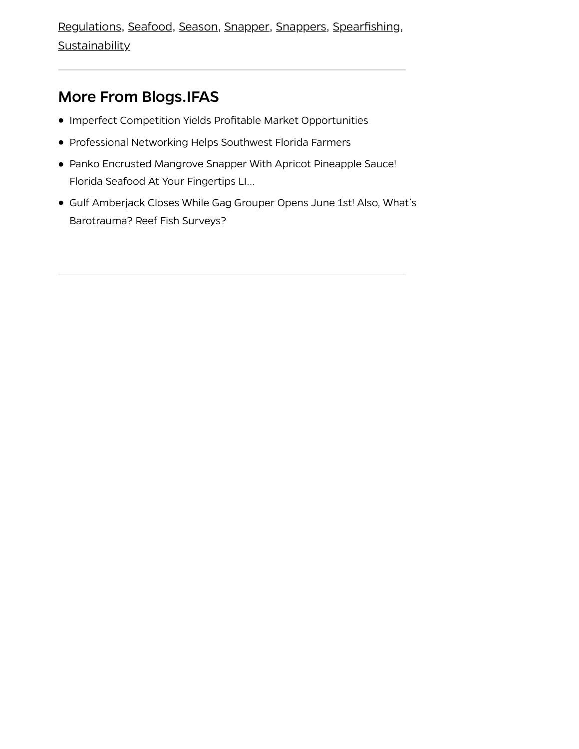Regulations, Seafood, Season, Snapper, Snappers, Spearfishing, Sustainability

---

## More From Blogs.IFAS

- Imperfect Competition Yields Profitable Market Opportunities
- Professional Networking Helps Southwest Florida Farmers
- Panko Encrusted Mangrove Snapper With Apricot Pineapple Sauce! Florida Seafood At Your Fingertips LI...
- Gulf Amberjack Closes While Gag Grouper Opens June 1st! Also, What's Barotrauma? Reef Fish Surveys?